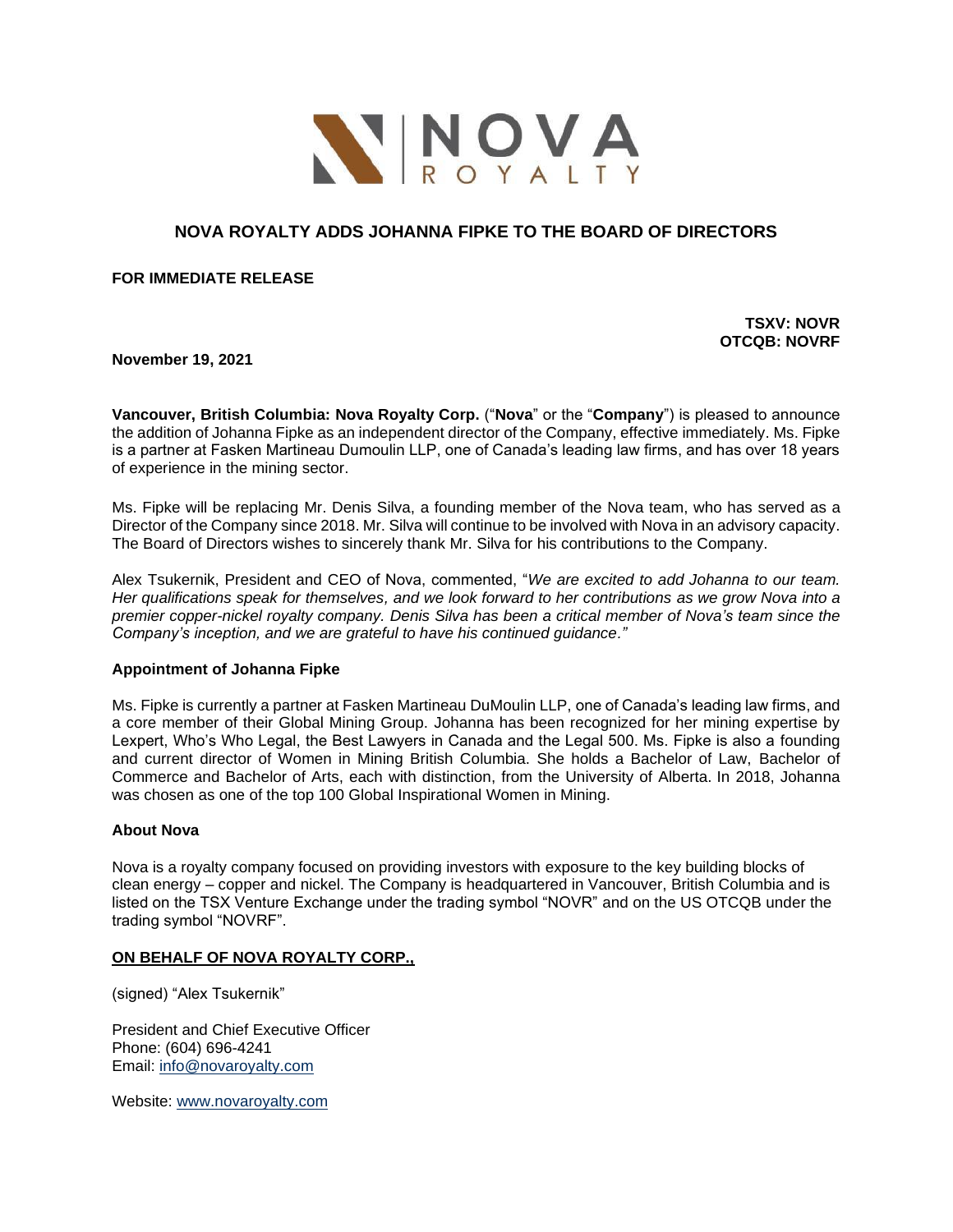NOVA ROYALTY

# NOVA ROYALTY ADDS JOHANNA FIPKE TO THE BOARD OF DIRECTORS

**FOR IMMEDIATE RELEASE**

**TSXV: NOVR**
**OTCQB: NOVRF**

**November 19, 2021**

**Vancouver, British Columbia: Nova Royalty Corp.** ("**Nova**" or the "**Company**") is pleased to announce the addition of Johanna Fipke as an independent director of the Company, effective immediately. Ms. Fipke is a partner at Fasken Martineau Dumoulin LLP, one of Canada's leading law firms, and has over 18 years of experience in the mining sector.

Ms. Fipke will be replacing Mr. Denis Silva, a founding member of the Nova team, who has served as a Director of the Company since 2018. Mr. Silva will continue to be involved with Nova in an advisory capacity. The Board of Directors wishes to sincerely thank Mr. Silva for his contributions to the Company.

Alex Tsukernik, President and CEO of Nova, commented, "*We are excited to add Johanna to our team. Her qualifications speak for themselves, and we look forward to her contributions as we grow Nova into a premier copper-nickel royalty company. Denis Silva has been a critical member of Nova's team since the Company's inception, and we are grateful to have his continued guidance.*"

### Appointment of Johanna Fipke

Ms. Fipke is currently a partner at Fasken Martineau DuMoulin LLP, one of Canada's leading law firms, and a core member of their Global Mining Group. Johanna has been recognized for her mining expertise by Lexpert, Who's Who Legal, the Best Lawyers in Canada and the Legal 500. Ms. Fipke is also a founding and current director of Women in Mining British Columbia. She holds a Bachelor of Law, Bachelor of Commerce and Bachelor of Arts, each with distinction, from the University of Alberta. In 2018, Johanna was chosen as one of the top 100 Global Inspirational Women in Mining.

### About Nova

Nova is a royalty company focused on providing investors with exposure to the key building blocks of clean energy – copper and nickel. The Company is headquartered in Vancouver, British Columbia and is listed on the TSX Venture Exchange under the trading symbol "NOVR" and on the US OTCQB under the trading symbol "NOVRF".

**ON BEHALF OF NOVA ROYALTY CORP.,**

(signed) "Alex Tsukernik"

President and Chief Executive Officer
Phone: (604) 696-4241
Email: info@novaroyalty.com

Website: www.novaroyalty.com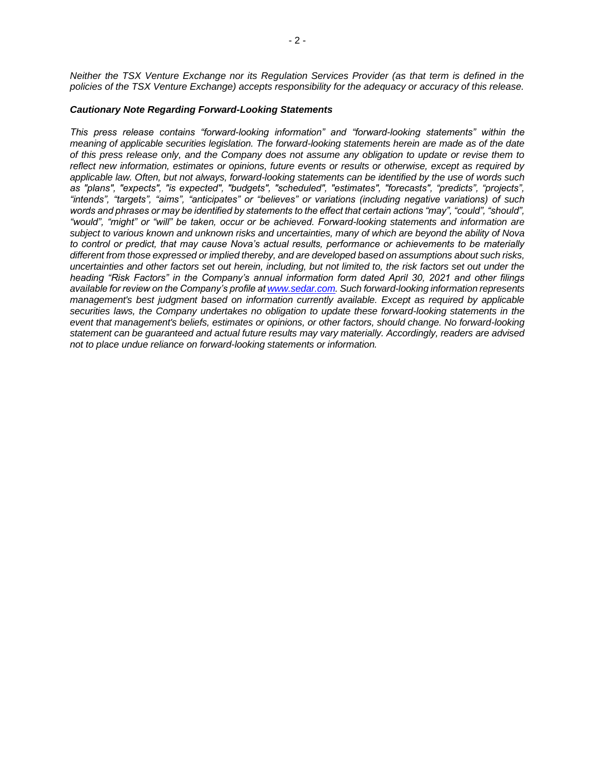*Neither the TSX Venture Exchange nor its Regulation Services Provider (as that term is defined in the policies of the TSX Venture Exchange) accepts responsibility for the adequacy or accuracy of this release.*

***Cautionary Note Regarding Forward-Looking Statements***

*This press release contains "forward-looking information" and "forward-looking statements" within the meaning of applicable securities legislation. The forward-looking statements herein are made as of the date of this press release only, and the Company does not assume any obligation to update or revise them to reflect new information, estimates or opinions, future events or results or otherwise, except as required by applicable law. Often, but not always, forward-looking statements can be identified by the use of words such as "plans", "expects", "is expected", "budgets", "scheduled", "estimates", "forecasts", "predicts", "projects", "intends", "targets", "aims", "anticipates" or "believes" or variations (including negative variations) of such words and phrases or may be identified by statements to the effect that certain actions "may", "could", "should", "would", "might" or "will" be taken, occur or be achieved. Forward-looking statements and information are subject to various known and unknown risks and uncertainties, many of which are beyond the ability of Nova to control or predict, that may cause Nova's actual results, performance or achievements to be materially different from those expressed or implied thereby, and are developed based on assumptions about such risks, uncertainties and other factors set out herein, including, but not limited to, the risk factors set out under the heading "Risk Factors" in the Company's annual information form dated April 30, 2021 and other filings available for review on the Company's profile at www.sedar.com. Such forward-looking information represents management's best judgment based on information currently available. Except as required by applicable securities laws, the Company undertakes no obligation to update these forward-looking statements in the event that management's beliefs, estimates or opinions, or other factors, should change. No forward-looking statement can be guaranteed and actual future results may vary materially. Accordingly, readers are advised not to place undue reliance on forward-looking statements or information.*